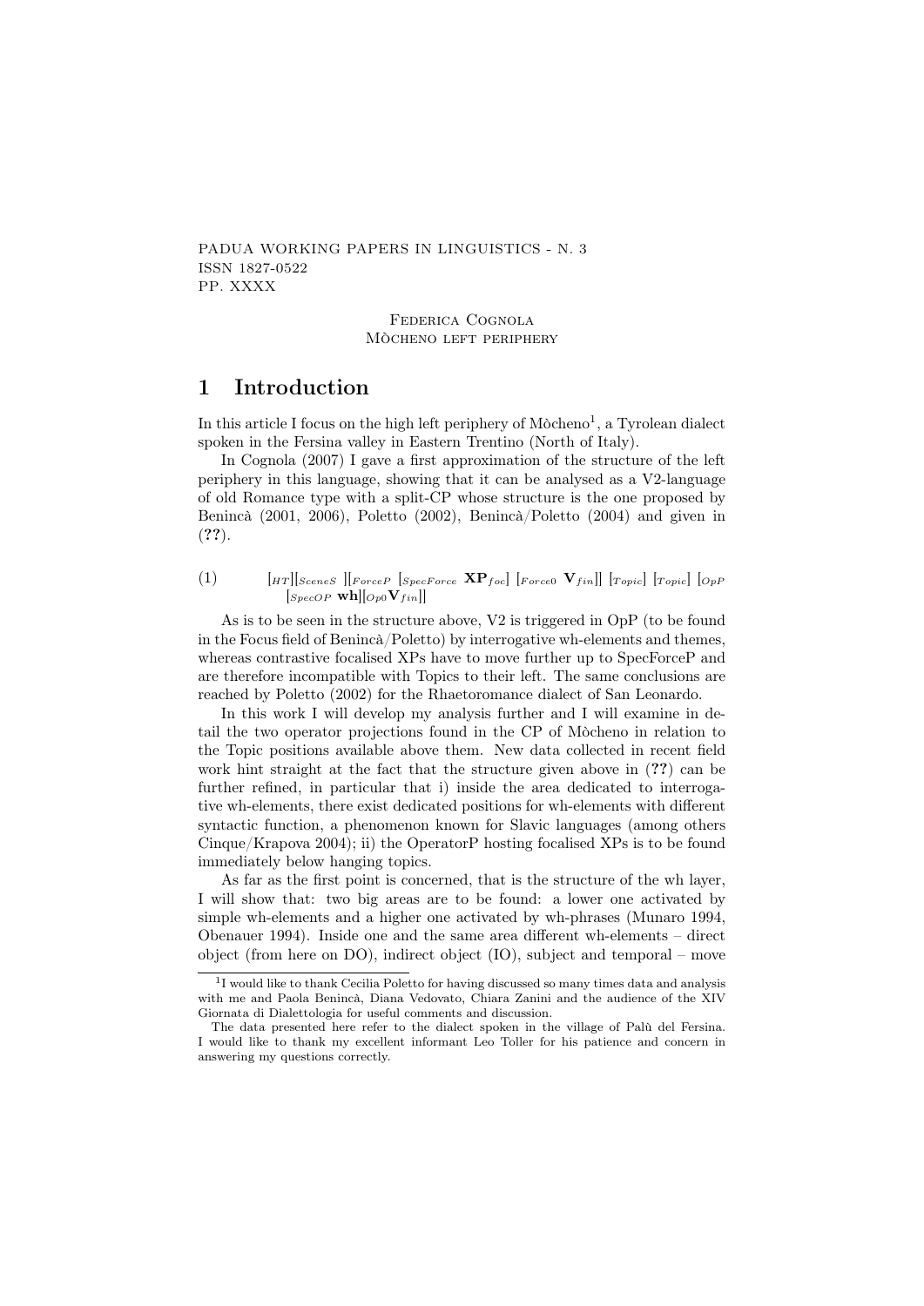PADUA WORKING PAPERS IN LINGUISTICS - N. 3
ISSN 1827-0522
PP. XXXX

Federica Cognola
Mòcheno left periphery

# 1 Introduction

In this article I focus on the high left periphery of Mòcheno[1], a Tyrolean dialect spoken in the Fersina valley in Eastern Trentino (North of Italy).

In Cognola (2007) I gave a first approximation of the structure of the left periphery in this language, showing that it can be analysed as a V2-language of old Romance type with a split-CP whose structure is the one proposed by Benincà (2001, 2006), Poletto (2002), Benincà/Poletto (2004) and given in (**??**).

(1) $[_{HT}][_{SceneS}\ ][_{ForceP}\ [_{SpecForce}\ \mathbf{XP}_{foc}]\ [_{Force0}\ \mathbf{V}_{fin}]]\ [_{Topic}]\ [_{Topic}]\ [_{OpP}\ [_{SpecOP}\ \mathbf{wh}][_{Op0}\mathbf{V}_{fin}]]$

As is to be seen in the structure above, V2 is triggered in OpP (to be found in the Focus field of Benincà/Poletto) by interrogative wh-elements and themes, whereas contrastive focalised XPs have to move further up to SpecForceP and are therefore incompatible with Topics to their left. The same conclusions are reached by Poletto (2002) for the Rhaetoromance dialect of San Leonardo.

In this work I will develop my analysis further and I will examine in detail the two operator projections found in the CP of Mòcheno in relation to the Topic positions available above them. New data collected in recent field work hint straight at the fact that the structure given above in (**??**) can be further refined, in particular that i) inside the area dedicated to interrogative wh-elements, there exist dedicated positions for wh-elements with different syntactic function, a phenomenon known for Slavic languages (among others Cinque/Krapova 2004); ii) the OperatorP hosting focalised XPs is to be found immediately below hanging topics.

As far as the first point is concerned, that is the structure of the wh layer, I will show that: two big areas are to be found: a lower one activated by simple wh-elements and a higher one activated by wh-phrases (Munaro 1994, Obenauer 1994). Inside one and the same area different wh-elements – direct object (from here on DO), indirect object (IO), subject and temporal – move

[1] I would like to thank Cecilia Poletto for having discussed so many times data and analysis with me and Paola Benincà, Diana Vedovato, Chiara Zanini and the audience of the XIV Giornata di Dialettologia for useful comments and discussion.

The data presented here refer to the dialect spoken in the village of Palù del Fersina. I would like to thank my excellent informant Leo Toller for his patience and concern in answering my questions correctly.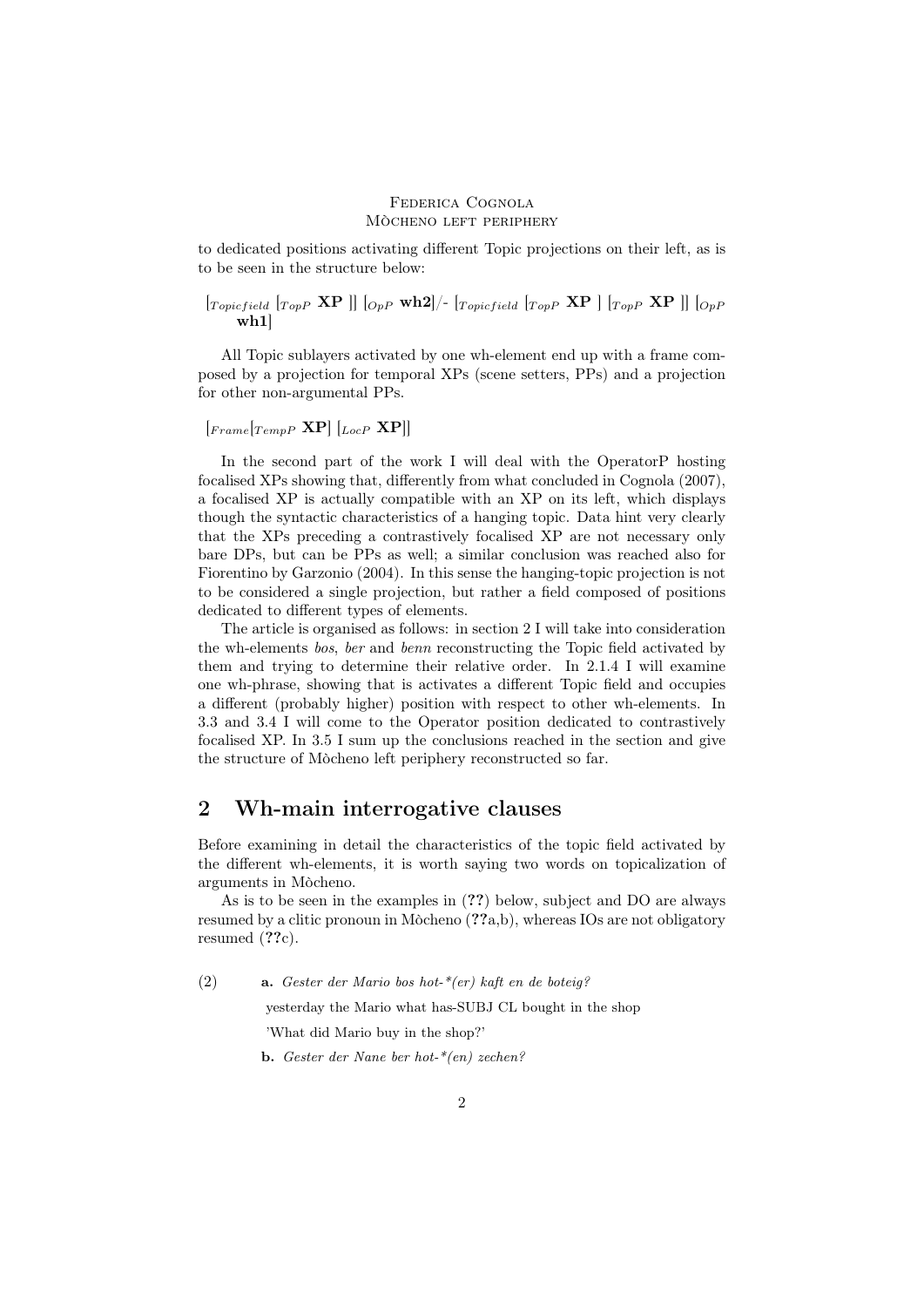to dedicated positions activating different Topic projections on their left, as is to be seen in the structure below:

$[_{Topicfield}\ [_{TopP}\ \mathbf{XP}\ ]]\ [_{OpP}\ \mathbf{wh2}]$/- $[_{Topicfield}\ [_{TopP}\ \mathbf{XP}\ ]\ [_{TopP}\ \mathbf{XP}\ ]]\ [_{OpP}\ \mathbf{wh1}]$

All Topic sublayers activated by one wh-element end up with a frame composed by a projection for temporal XPs (scene setters, PPs) and a projection for other non-argumental PPs.

$[_{Frame}[_{TempP}\ \mathbf{XP}]\ [_{LocP}\ \mathbf{XP}]]$

In the second part of the work I will deal with the OperatorP hosting focalised XPs showing that, differently from what concluded in Cognola (2007), a focalised XP is actually compatible with an XP on its left, which displays though the syntactic characteristics of a hanging topic. Data hint very clearly that the XPs preceding a contrastively focalised XP are not necessary only bare DPs, but can be PPs as well; a similar conclusion was reached also for Fiorentino by Garzonio (2004). In this sense the hanging-topic projection is not to be considered a single projection, but rather a field composed of positions dedicated to different types of elements.

The article is organised as follows: in section 2 I will take into consideration the wh-elements *bos*, *ber* and *benn* reconstructing the Topic field activated by them and trying to determine their relative order. In 2.1.4 I will examine one wh-phrase, showing that is activates a different Topic field and occupies a different (probably higher) position with respect to other wh-elements. In 3.3 and 3.4 I will come to the Operator position dedicated to contrastively focalised XP. In 3.5 I sum up the conclusions reached in the section and give the structure of Mòcheno left periphery reconstructed so far.

## 2 Wh-main interrogative clauses

Before examining in detail the characteristics of the topic field activated by the different wh-elements, it is worth saying two words on topicalization of arguments in Mòcheno.

As is to be seen in the examples in (**??**) below, subject and DO are always resumed by a clitic pronoun in Mòcheno (**??**a,b), whereas IOs are not obligatory resumed (**??**c).

(2) **a.** *Gester der Mario bos hot-\*(er) kaft en de boteig?*

yesterday the Mario what has-SUBJ CL bought in the shop

'What did Mario buy in the shop?'

**b.** *Gester der Nane ber hot-\*(en) zechen?*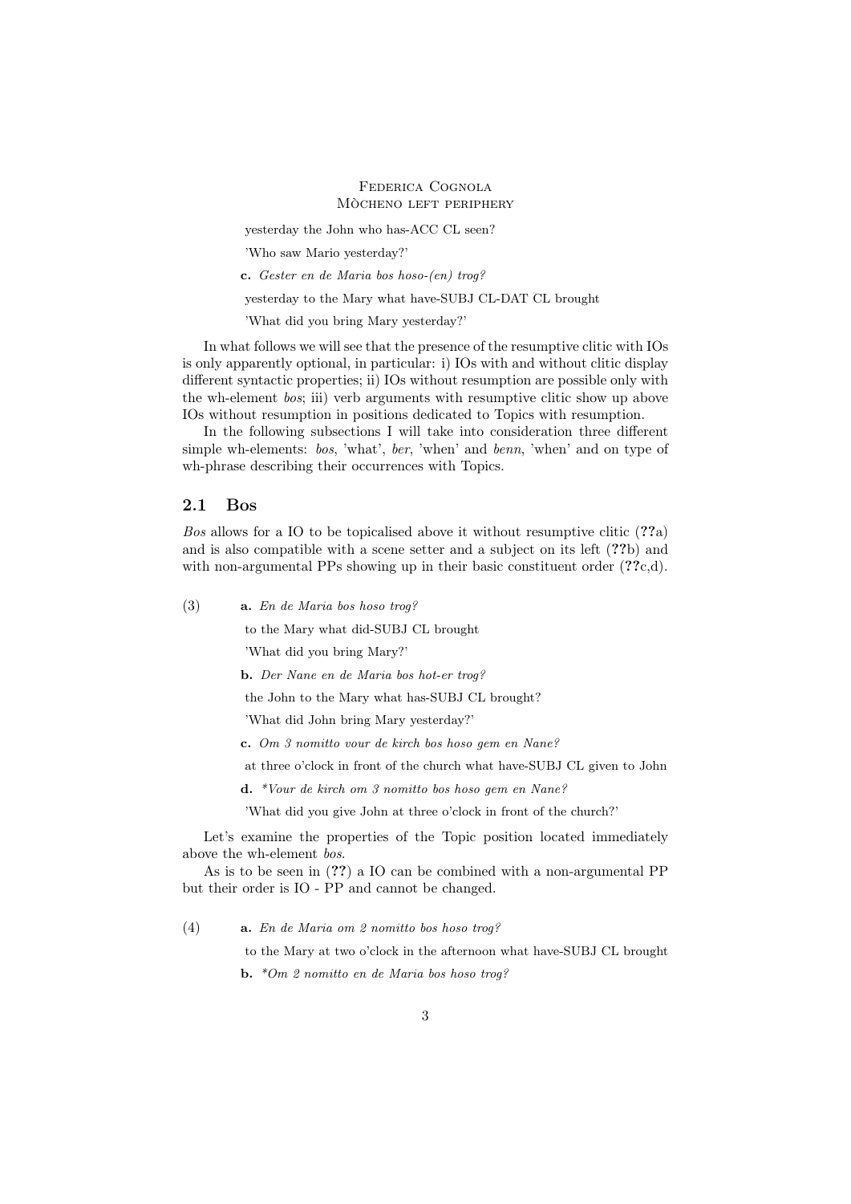yesterday the John who has-ACC CL seen?

'Who saw Mario yesterday?'

**c.** *Gester en de Maria bos hoso-(en) trog?*

yesterday to the Mary what have-SUBJ CL-DAT CL brought

'What did you bring Mary yesterday?'

In what follows we will see that the presence of the resumptive clitic with IOs is only apparently optional, in particular: i) IOs with and without clitic display different syntactic properties; ii) IOs without resumption are possible only with the wh-element *bos*; iii) verb arguments with resumptive clitic show up above IOs without resumption in positions dedicated to Topics with resumption.

In the following subsections I will take into consideration three different simple wh-elements: *bos*, 'what', *ber*, 'when' and *benn*, 'when' and on type of wh-phrase describing their occurrences with Topics.

## 2.1 Bos

*Bos* allows for a IO to be topicalised above it without resumptive clitic (**??**a) and is also compatible with a scene setter and a subject on its left (**??**b) and with non-argumental PPs showing up in their basic constituent order (**??**c,d).

(3) **a.** *En de Maria bos hoso trog?*

to the Mary what did-SUBJ CL brought

'What did you bring Mary?'

**b.** *Der Nane en de Maria bos hot-er trog?*

the John to the Mary what has-SUBJ CL brought?

'What did John bring Mary yesterday?'

**c.** *Om 3 nomitto vour de kirch bos hoso gem en Nane?*

at three o'clock in front of the church what have-SUBJ CL given to John

**d.** *\*Vour de kirch om 3 nomitto bos hoso gem en Nane?*

'What did you give John at three o'clock in front of the church?'

Let's examine the properties of the Topic position located immediately above the wh-element *bos*.

As is to be seen in (**??**) a IO can be combined with a non-argumental PP but their order is IO - PP and cannot be changed.

(4) **a.** *En de Maria om 2 nomitto bos hoso trog?*

to the Mary at two o'clock in the afternoon what have-SUBJ CL brought

**b.** *\*Om 2 nomitto en de Maria bos hoso trog?*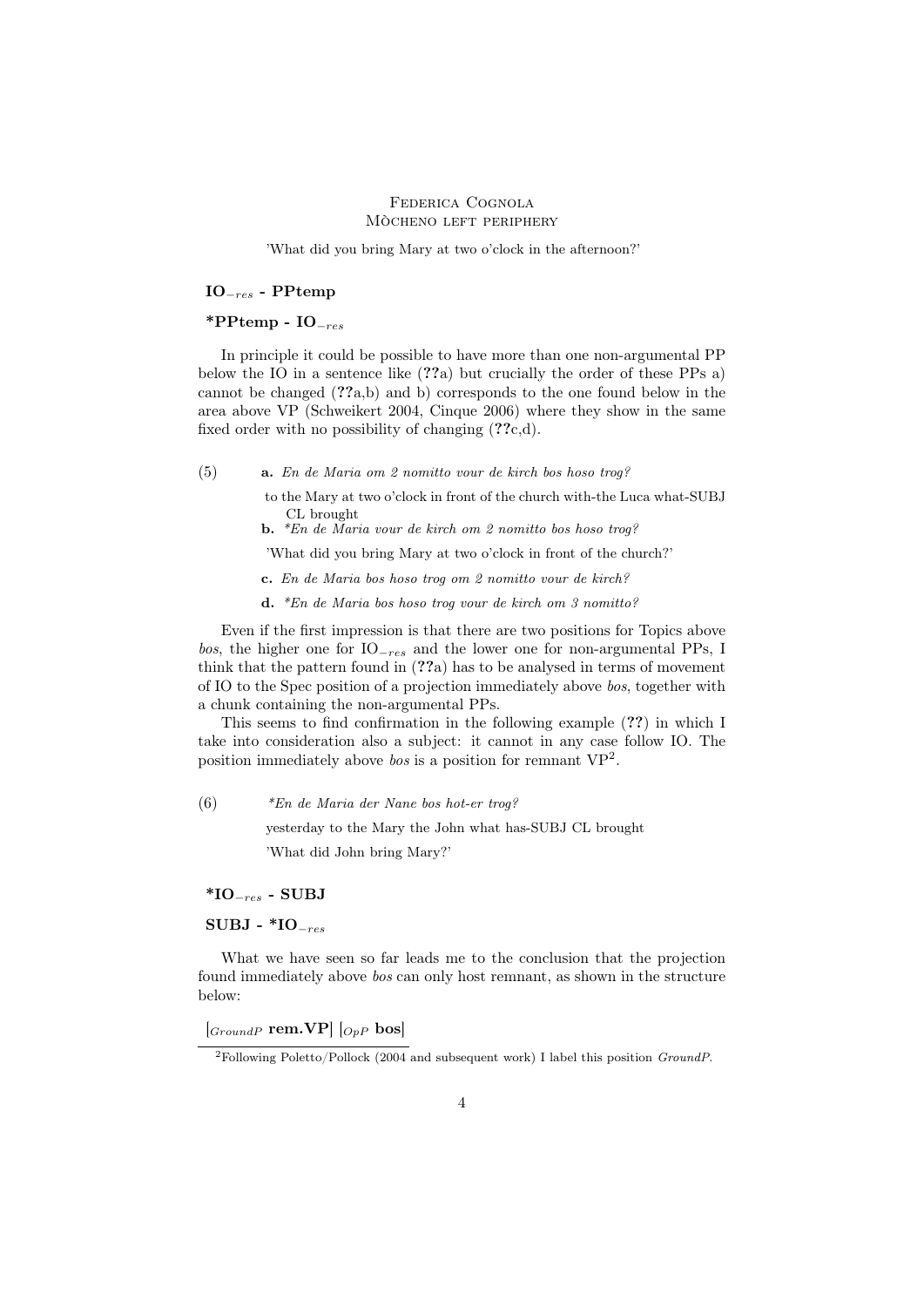'What did you bring Mary at two o'clock in the afternoon?'

**$IO_{-res}$ - PPtemp**

**\*PPtemp - $IO_{-res}$**

In principle it could be possible to have more than one non-argumental PP below the IO in a sentence like (**??**a) but crucially the order of these PPs a) cannot be changed (**??**a,b) and b) corresponds to the one found below in the area above VP (Schweikert 2004, Cinque 2006) where they show in the same fixed order with no possibility of changing (**??**c,d).

(5) **a.** *En de Maria om 2 nomitto vour de kirch bos hoso trog?*

to the Mary at two o'clock in front of the church with-the Luca what-SUBJ CL brought

**b.** *\*En de Maria vour de kirch om 2 nomitto bos hoso trog?*

'What did you bring Mary at two o'clock in front of the church?'

**c.** *En de Maria bos hoso trog om 2 nomitto vour de kirch?*

**d.** *\*En de Maria bos hoso trog vour de kirch om 3 nomitto?*

Even if the first impression is that there are two positions for Topics above *bos*, the higher one for $IO_{-res}$ and the lower one for non-argumental PPs, I think that the pattern found in (**??**a) has to be analysed in terms of movement of IO to the Spec position of a projection immediately above *bos*, together with a chunk containing the non-argumental PPs.

This seems to find confirmation in the following example (**??**) in which I take into consideration also a subject: it cannot in any case follow IO. The position immediately above *bos* is a position for remnant VP[2].

(6) *\*En de Maria der Nane bos hot-er trog?*

yesterday to the Mary the John what has-SUBJ CL brought

'What did John bring Mary?'

**\*$IO_{-res}$ - SUBJ**

**SUBJ - \*$IO_{-res}$**

What we have seen so far leads me to the conclusion that the projection found immediately above *bos* can only host remnant, as shown in the structure below:

$[_{GroundP}$ **rem.VP**$]$ $[_{OpP}$ **bos**$]$

[2] Following Poletto/Pollock (2004 and subsequent work) I label this position *GroundP*.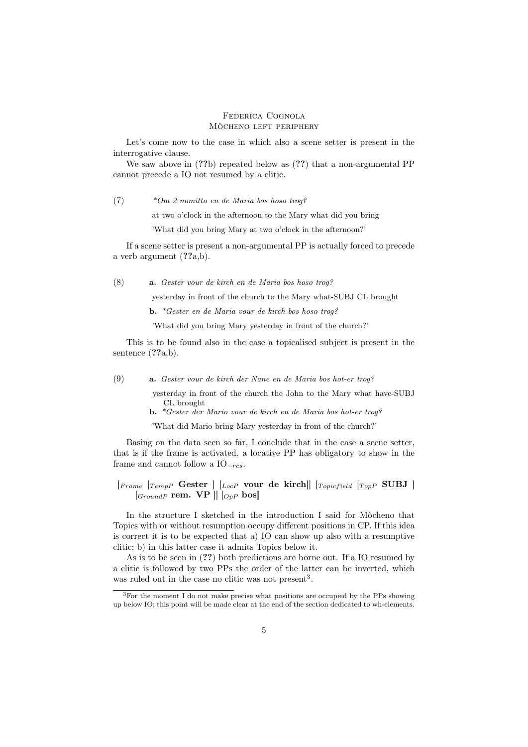Let's come now to the case in which also a scene setter is present in the interrogative clause.

We saw above in (??b) repeated below as (??) that a non-argumental PP cannot precede a IO not resumed by a clitic.

(7) *\*Om 2 nomitto en de Maria bos hoso trog?*

at two o'clock in the afternoon to the Mary what did you bring

'What did you bring Mary at two o'clock in the afternoon?'

If a scene setter is present a non-argumental PP is actually forced to precede a verb argument (??a,b).

(8) **a.** *Gester vour de kirch en de Maria bos hoso trog?*

yesterday in front of the church to the Mary what-SUBJ CL brought

**b.** *\*Gester en de Maria vour de kirch bos hoso trog?*

'What did you bring Mary yesterday in front of the church?'

This is to be found also in the case a topicalised subject is present in the sentence (??a,b).

(9) **a.** *Gester vour de kirch der Nane en de Maria bos hot-er trog?*

yesterday in front of the church the John to the Mary what have-SUBJ CL brought

**b.** *\*Gester der Mario vour de kirch en de Maria bos hot-er trog?*

'What did Mario bring Mary yesterday in front of the church?'

Basing on the data seen so far, I conclude that in the case a scene setter, that is if the frame is activated, a locative PP has obligatory to show in the frame and cannot follow a $IO_{-res}$.

[$_{Frame}$ [$_{TempP}$ **Gester** ] [$_{LocP}$ **vour de kirch**]] [$_{Topicfield}$ [$_{TopP}$ **SUBJ** ] [$_{GroundP}$ **rem. VP** ]] [$_{OpP}$ **bos**]

In the structure I sketched in the introduction I said for Mòcheno that Topics with or without resumption occupy different positions in CP. If this idea is correct it is to be expected that a) IO can show up also with a resumptive clitic; b) in this latter case it admits Topics below it.

As is to be seen in (??) both predictions are borne out. If a IO resumed by a clitic is followed by two PPs the order of the latter can be inverted, which was ruled out in the case no clitic was not present[3].

[3] For the moment I do not make precise what positions are occupied by the PPs showing up below IO; this point will be made clear at the end of the section dedicated to wh-elements.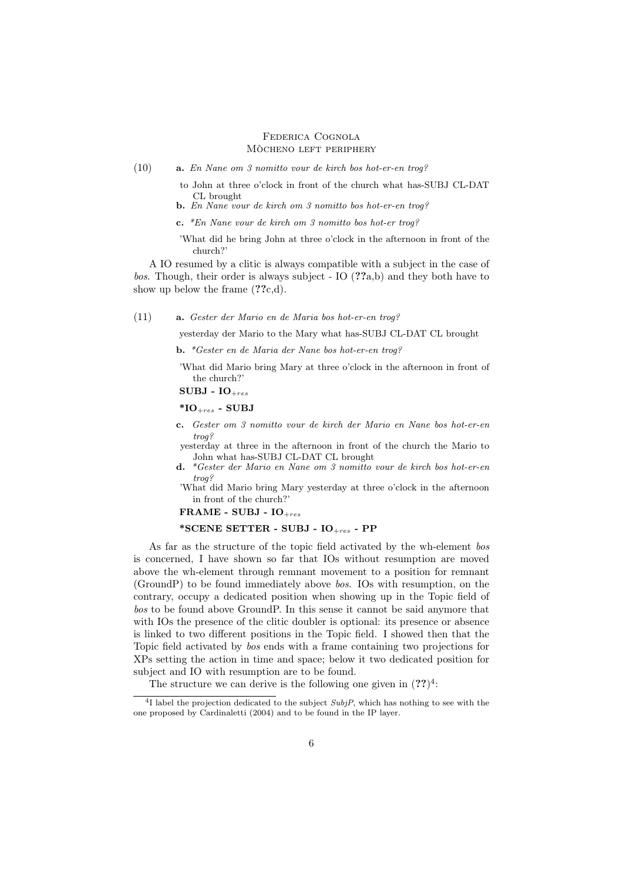(10) **a.** *En Nane om 3 nomitto vour de kirch bos hot-er-en trog?*

to John at three o'clock in front of the church what has-SUBJ CL-DAT CL brought

**b.** *En Nane vour de kirch om 3 nomitto bos hot-er-en trog?*

**c.** *\*En Nane vour de kirch om 3 nomitto bos hot-er trog?*

'What did he bring John at three o'clock in the afternoon in front of the church?'

A IO resumed by a clitic is always compatible with a subject in the case of *bos*. Though, their order is always subject - IO (**??**a,b) and they both have to show up below the frame (**??**c,d).

(11) **a.** *Gester der Mario en de Maria bos hot-er-en trog?*

yesterday der Mario to the Mary what has-SUBJ CL-DAT CL brought

**b.** *\*Gester en de Maria der Nane bos hot-er-en trog?*

'What did Mario bring Mary at three o'clock in the afternoon in front of the church?'

**SUBJ - IO$_{+res}$**

**\*IO$_{+res}$ - SUBJ**

**c.** *Gester om 3 nomitto vour de kirch der Mario en Nane bos hot-er-en trog?*

yesterday at three in the afternoon in front of the church the Mario to John what has-SUBJ CL-DAT CL brought

**d.** *\*Gester der Mario en Nane om 3 nomitto vour de kirch bos hot-er-en trog?*

'What did Mario bring Mary yesterday at three o'clock in the afternoon in front of the church?'

**FRAME - SUBJ - IO$_{+res}$**

**\*SCENE SETTER - SUBJ - IO$_{+res}$ - PP**

As far as the structure of the topic field activated by the wh-element *bos* is concerned, I have shown so far that IOs without resumption are moved above the wh-element through remnant movement to a position for remnant (GroundP) to be found immediately above *bos*. IOs with resumption, on the contrary, occupy a dedicated position when showing up in the Topic field of *bos* to be found above GroundP. In this sense it cannot be said anymore that with IOs the presence of the clitic doubler is optional: its presence or absence is linked to two different positions in the Topic field. I showed then that the Topic field activated by *bos* ends with a frame containing two projections for XPs setting the action in time and space; below it two dedicated position for subject and IO with resumption are to be found.

The structure we can derive is the following one given in (**??**)[4]:

[4] I label the projection dedicated to the subject *SubjP*, which has nothing to see with the one proposed by Cardinaletti (2004) and to be found in the IP layer.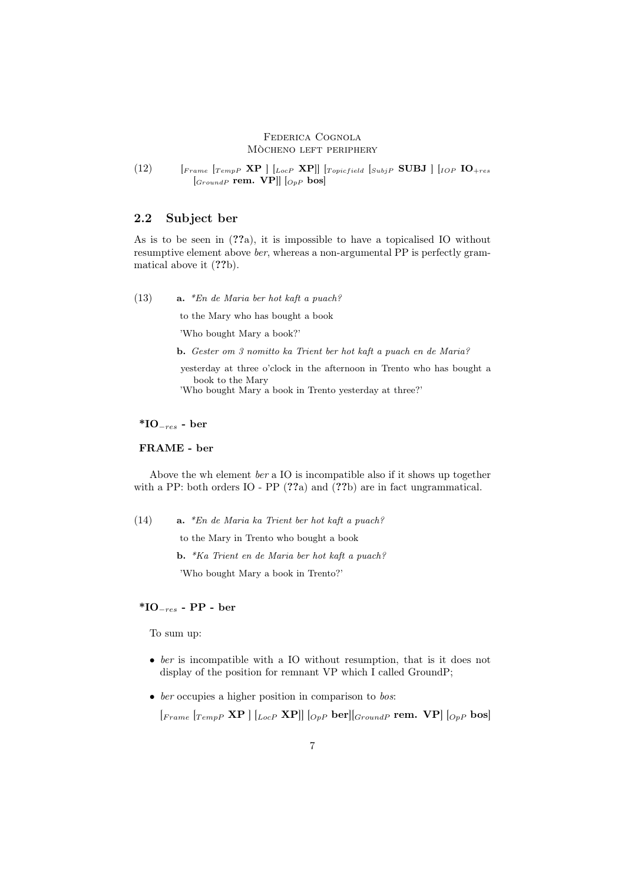(12) $[_{Frame}$ $[_{TempP}$ **XP** $]$ $[_{LocP}$ **XP**$]]$ $[_{Topicfield}$ $[_{SubjP}$ **SUBJ** $]$ $[_{IOP}$ $\mathbf{IO}_{+res}$ $[_{GroundP}$ **rem. VP**$]]$ $[_{OpP}$ **bos**$]$

## 2.2 Subject ber

As is to be seen in (??a), it is impossible to have a topicalised IO without resumptive element above *ber*, whereas a non-argumental PP is perfectly grammatical above it (??b).

(13) **a.** *\*En de Maria ber hot kaft a puach?*

to the Mary who has bought a book

'Who bought Mary a book?'

**b.** *Gester om 3 nomitto ka Trient ber hot kaft a puach en de Maria?*

yesterday at three o'clock in the afternoon in Trento who has bought a book to the Mary

'Who bought Mary a book in Trento yesterday at three?'

**\*$\mathbf{IO}_{-res}$ - ber**

**FRAME - ber**

Above the wh element *ber* a IO is incompatible also if it shows up together with a PP: both orders IO - PP (??a) and (??b) are in fact ungrammatical.

(14) **a.** *\*En de Maria ka Trient ber hot kaft a puach?*

to the Mary in Trento who bought a book

**b.** *\*Ka Trient en de Maria ber hot kaft a puach?*

'Who bought Mary a book in Trento?'

**\*$\mathbf{IO}_{-res}$ - PP - ber**

To sum up:

- *ber* is incompatible with a IO without resumption, that is it does not display of the position for remnant VP which I called GroundP;
- *ber* occupies a higher position in comparison to *bos*:

  $[_{Frame}$ $[_{TempP}$ **XP** $]$ $[_{LocP}$ **XP**$]]$ $[_{OpP}$ **ber**$][_{GroundP}$ **rem. VP**$]$ $[_{OpP}$ **bos**$]$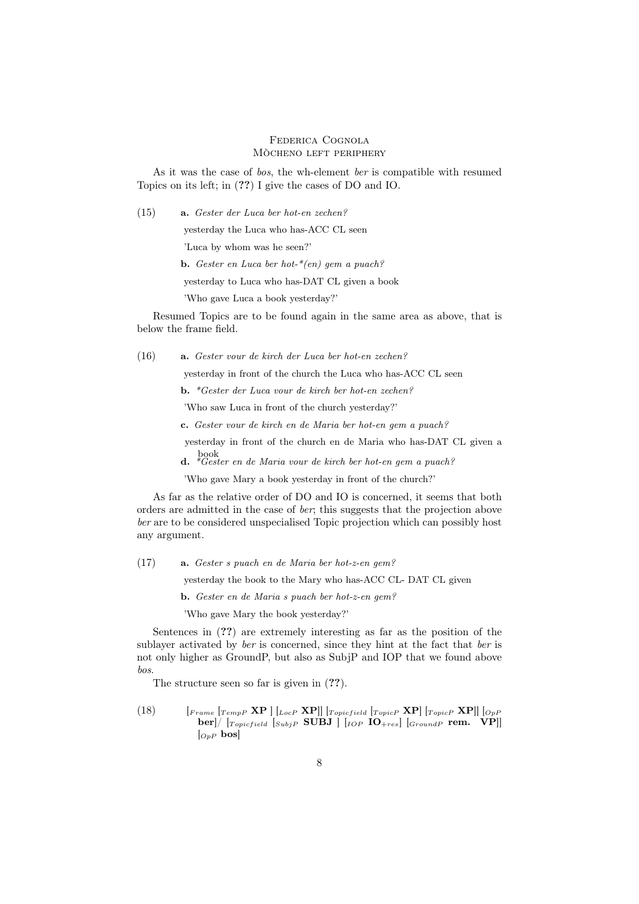As it was the case of *bos*, the wh-element *ber* is compatible with resumed Topics on its left; in (**??**) I give the cases of DO and IO.

(15) **a.** *Gester der Luca ber hot-en zechen?*

yesterday the Luca who has-ACC CL seen

'Luca by whom was he seen?'

**b.** *Gester en Luca ber hot-*(en) gem a puach?*

yesterday to Luca who has-DAT CL given a book

'Who gave Luca a book yesterday?'

Resumed Topics are to be found again in the same area as above, that is below the frame field.

(16) **a.** *Gester vour de kirch der Luca ber hot-en zechen?*

yesterday in front of the church the Luca who has-ACC CL seen

**b.** *\*Gester der Luca vour de kirch ber hot-en zechen?*

'Who saw Luca in front of the church yesterday?'

**c.** *Gester vour de kirch en de Maria ber hot-en gem a puach?*

yesterday in front of the church en de Maria who has-DAT CL given a book

**d.** *\*Gester en de Maria vour de kirch ber hot-en gem a puach?*

'Who gave Mary a book yesterday in front of the church?'

As far as the relative order of DO and IO is concerned, it seems that both orders are admitted in the case of *ber*; this suggests that the projection above *ber* are to be considered unspecialised Topic projection which can possibly host any argument.

(17) **a.** *Gester s puach en de Maria ber hot-z-en gem?*

yesterday the book to the Mary who has-ACC CL- DAT CL given

**b.** *Gester en de Maria s puach ber hot-z-en gem?*

'Who gave Mary the book yesterday?'

Sentences in (**??**) are extremely interesting as far as the position of the sublayer activated by *ber* is concerned, since they hint at the fact that *ber* is not only higher as GroundP, but also as SubjP and IOP that we found above *bos*.

The structure seen so far is given in (**??**).

(18) $[_{Frame}$ $[_{TempP}$ **XP** $]$ $[_{LocP}$ **XP**$]]$ $[_{Topicfield}$ $[_{TopicP}$ **XP**$]$ $[_{TopicP}$ **XP**$]]$ $[_{OpP}$ **ber**$]$/ $[_{Topicfield}$ $[_{SubjP}$ **SUBJ** $]$ $[_{IOP}$ $\mathbf{IO}_{+res}]$ $[_{GroundP}$ **rem. VP**$]]$ $[_{OpP}$ **bos**$]$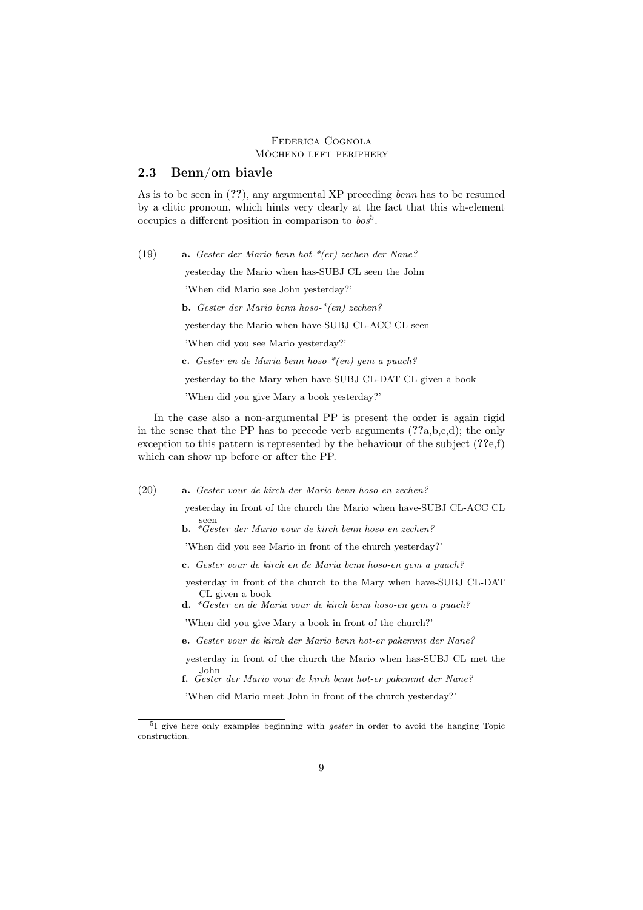## 2.3 Benn/om biavle

As is to be seen in (**??**), any argumental XP preceding *benn* has to be resumed by a clitic pronoun, which hints very clearly at the fact that this wh-element occupies a different position in comparison to *bos*[5].

(19) **a.** *Gester der Mario benn hot-*(er) zechen der Nane?*

yesterday the Mario when has-SUBJ CL seen the John

'When did Mario see John yesterday?'

**b.** *Gester der Mario benn hoso-*(en) zechen?*

yesterday the Mario when have-SUBJ CL-ACC CL seen

'When did you see Mario yesterday?'

**c.** *Gester en de Maria benn hoso-*(en) gem a puach?*

yesterday to the Mary when have-SUBJ CL-DAT CL given a book

'When did you give Mary a book yesterday?'

In the case also a non-argumental PP is present the order is again rigid in the sense that the PP has to precede verb arguments (**??**a,b,c,d); the only exception to this pattern is represented by the behaviour of the subject (**??**e,f) which can show up before or after the PP.

(20) **a.** *Gester vour de kirch der Mario benn hoso-en zechen?*

yesterday in front of the church the Mario when have-SUBJ CL-ACC CL seen

**b.** **Gester der Mario vour de kirch benn hoso-en zechen?*

'When did you see Mario in front of the church yesterday?'

**c.** *Gester vour de kirch en de Maria benn hoso-en gem a puach?*

yesterday in front of the church to the Mary when have-SUBJ CL-DAT CL given a book

**d.** **Gester en de Maria vour de kirch benn hoso-en gem a puach?*

'When did you give Mary a book in front of the church?'

**e.** *Gester vour de kirch der Mario benn hot-er pakemmt der Nane?*

yesterday in front of the church the Mario when has-SUBJ CL met the John

**f.** *Gester der Mario vour de kirch benn hot-er pakemmt der Nane?*

'When did Mario meet John in front of the church yesterday?'

---

[5] I give here only examples beginning with *gester* in order to avoid the hanging Topic construction.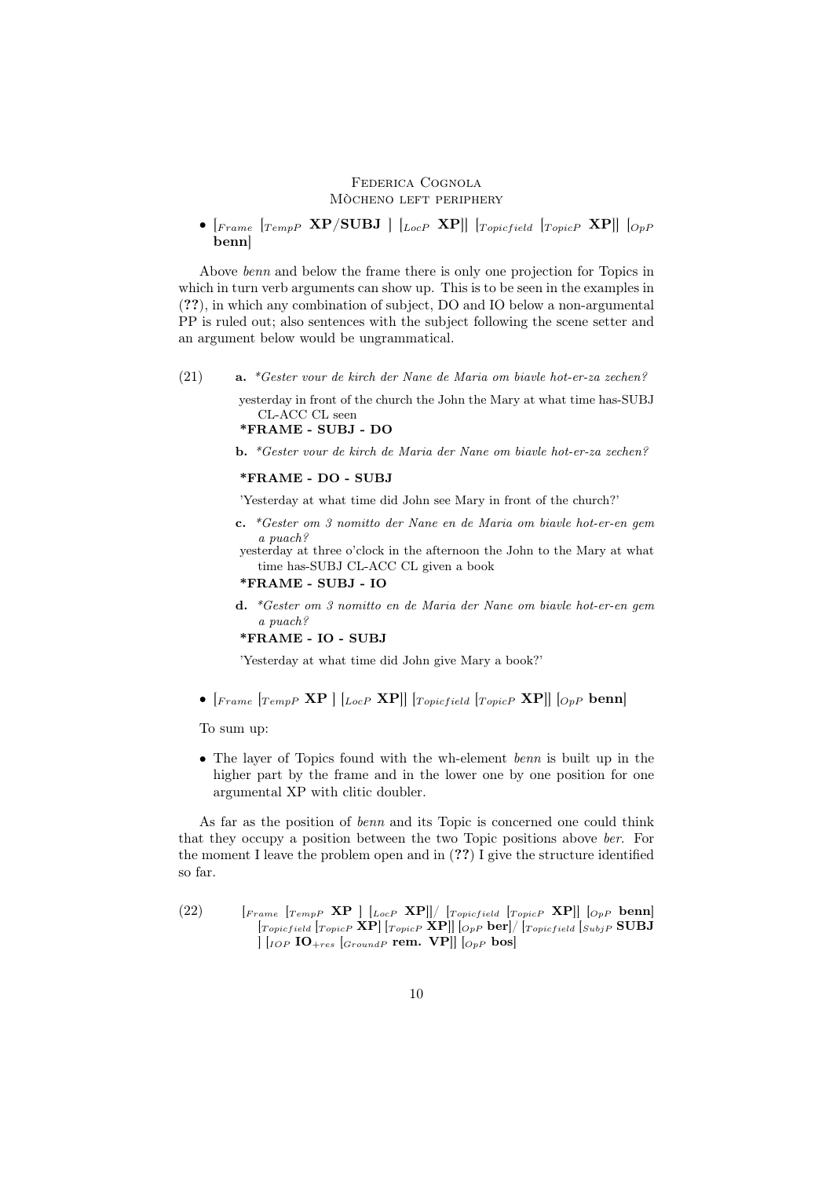- $[_{Frame}$ $[_{TempP}$ **XP/SUBJ** $]$ $[_{LocP}$ **XP**$]]$ $[_{Topicfield}$ $[_{TopicP}$ **XP**$]]$ $[_{OpP}$ **benn**$]$

Above *benn* and below the frame there is only one projection for Topics in which in turn verb arguments can show up. This is to be seen in the examples in (**??**), in which any combination of subject, DO and IO below a non-argumental PP is ruled out; also sentences with the subject following the scene setter and an argument below would be ungrammatical.

(21) **a.** *\*Gester vour de kirch der Nane de Maria om biavle hot-er-za zechen?*

yesterday in front of the church the John the Mary at what time has-SUBJ CL-ACC CL seen

**\*FRAME - SUBJ - DO**

**b.** *\*Gester vour de kirch de Maria der Nane om biavle hot-er-za zechen?*

**\*FRAME - DO - SUBJ**

'Yesterday at what time did John see Mary in front of the church?'

**c.** *\*Gester om 3 nomitto der Nane en de Maria om biavle hot-er-en gem a puach?*

yesterday at three o'clock in the afternoon the John to the Mary at what time has-SUBJ CL-ACC CL given a book

**\*FRAME - SUBJ - IO**

**d.** *\*Gester om 3 nomitto en de Maria der Nane om biavle hot-er-en gem a puach?*

**\*FRAME - IO - SUBJ**

'Yesterday at what time did John give Mary a book?'

- $[_{Frame}$ $[_{TempP}$ **XP** $]$ $[_{LocP}$ **XP**$]]$ $[_{Topicfield}$ $[_{TopicP}$ **XP**$]]$ $[_{OpP}$ **benn**$]$

To sum up:

- The layer of Topics found with the wh-element *benn* is built up in the higher part by the frame and in the lower one by one position for one argumental XP with clitic doubler.

As far as the position of *benn* and its Topic is concerned one could think that they occupy a position between the two Topic positions above *ber*. For the moment I leave the problem open and in (**??**) I give the structure identified so far.

(22) $[_{Frame}$ $[_{TempP}$ **XP** $]$ $[_{LocP}$ **XP**$]]/$ $[_{Topicfield}$ $[_{TopicP}$ **XP**$]]$ $[_{OpP}$ **benn**$]$ $[_{Topicfield}$ $[_{TopicP}$ **XP**$]$ $[_{TopicP}$ **XP**$]]$ $[_{OpP}$ **ber**$]/$ $[_{Topicfield}$ $[_{SubjP}$ **SUBJ** $]$ $[_{IOP}$ **IO**$_{+res}$ $[_{GroundP}$ **rem. VP**$]]$ $[_{OpP}$ **bos**$]$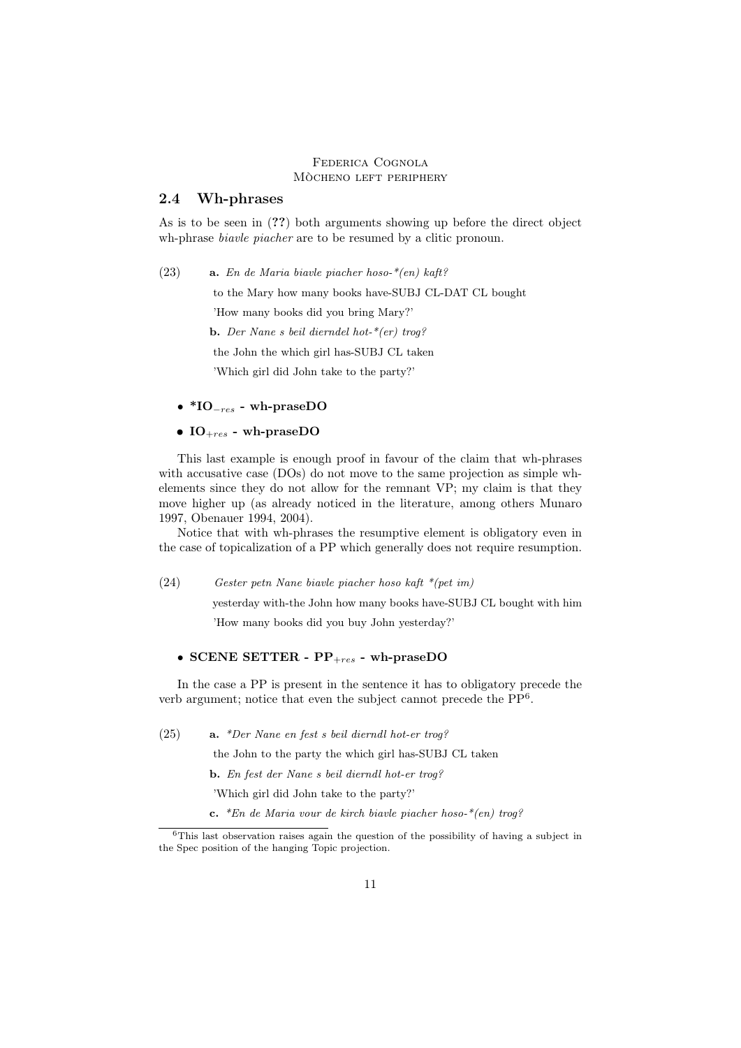## 2.4 Wh-phrases

As is to be seen in (**??**) both arguments showing up before the direct object wh-phrase *biavle piacher* are to be resumed by a clitic pronoun.

(23) **a.** *En de Maria biavle piacher hoso-*(en) kaft?*

to the Mary how many books have-SUBJ CL-DAT CL bought

'How many books did you bring Mary?'

**b.** *Der Nane s beil dierndel hot-*(er) trog?*

the John the which girl has-SUBJ CL taken

'Which girl did John take to the party?'

- ***IO$_{-res}$ - wh-praseDO**
- **IO$_{+res}$ - wh-praseDO**

This last example is enough proof in favour of the claim that wh-phrases with accusative case (DOs) do not move to the same projection as simple wh-elements since they do not allow for the remnant VP; my claim is that they move higher up (as already noticed in the literature, among others Munaro 1997, Obenauer 1994, 2004).

Notice that with wh-phrases the resumptive element is obligatory even in the case of topicalization of a PP which generally does not require resumption.

(24) *Gester petn Nane biavle piacher hoso kaft *(pet im)*

yesterday with-the John how many books have-SUBJ CL bought with him

'How many books did you buy John yesterday?'

- **SCENE SETTER - PP$_{+res}$ - wh-praseDO**

In the case a PP is present in the sentence it has to obligatory precede the verb argument; notice that even the subject cannot precede the PP[6].

(25) **a.** **Der Nane en fest s beil dierndl hot-er trog?*

the John to the party the which girl has-SUBJ CL taken

**b.** *En fest der Nane s beil dierndl hot-er trog?*

'Which girl did John take to the party?'

**c.** **En de Maria vour de kirch biavle piacher hoso-*(en) trog?*

[6] This last observation raises again the question of the possibility of having a subject in the Spec position of the hanging Topic projection.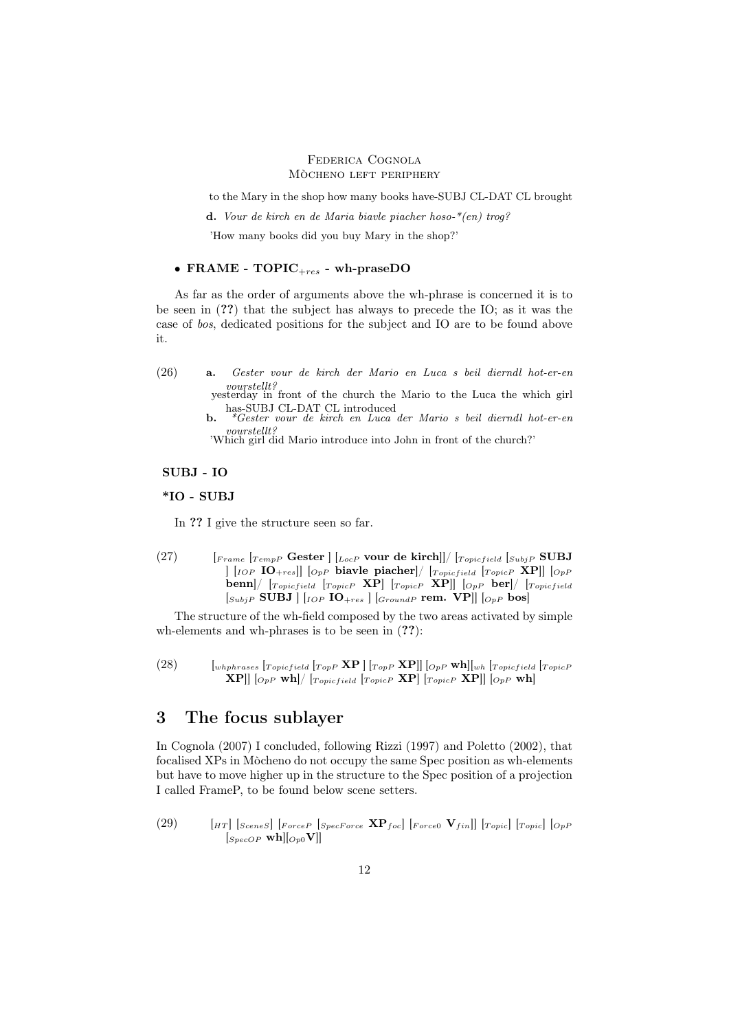to the Mary in the shop how many books have-SUBJ CL-DAT CL brought

**d.** *Vour de kirch en de Maria biavle piacher hoso-*(en) trog?*

'How many books did you buy Mary in the shop?'

- **FRAME - TOPIC$_{+res}$ - wh-praseDO**

As far as the order of arguments above the wh-phrase is concerned it is to be seen in (**??**) that the subject has always to precede the IO; as it was the case of *bos*, dedicated positions for the subject and IO are to be found above it.

(26) **a.** *Gester vour de kirch der Mario en Luca s beil dierndl hot-er-en vourstellt?*
yesterday in front of the church the Mario to the Luca the which girl has-SUBJ CL-DAT CL introduced

**b.** *\*Gester vour de kirch en Luca der Mario s beil dierndl hot-er-en vourstellt?*
'Which girl did Mario introduce into John in front of the church?'

**SUBJ - IO**

**\*IO - SUBJ**

In **??** I give the structure seen so far.

(27) $[_{Frame}$ $[_{TempP}$ **Gester** $]$ $[_{LocP}$ **vour de kirch**$]]$/ $[_{Topicfield}$ $[_{SubjP}$ **SUBJ** $]$ $[_{IOP}$ **IO**$_{+res}]]$ $[_{OpP}$ **biavle piacher**$]$/ $[_{Topicfield}$ $[_{TopicP}$ **XP**$]]$ $[_{OpP}$ **benn**$]$/ $[_{Topicfield}$ $[_{TopicP}$ **XP**$]$ $[_{TopicP}$ **XP**$]]$ $[_{OpP}$ **ber**$]$/ $[_{Topicfield}$ $[_{SubjP}$ **SUBJ** $]$ $[_{IOP}$ **IO**$_{+res}$ $]$ $[_{GroundP}$ **rem. VP**$]]$ $[_{OpP}$ **bos**$]$

The structure of the wh-field composed by the two areas activated by simple wh-elements and wh-phrases is to be seen in (**??**):

(28) $[_{whphrases}$ $[_{Topicfield}$ $[_{TopP}$ **XP** $]$ $[_{TopP}$ **XP**$]]$ $[_{OpP}$ **wh**$][_{wh}$ $[_{Topicfield}$ $[_{TopicP}$ **XP**$]]$ $[_{OpP}$ **wh**$]$/ $[_{Topicfield}$ $[_{TopicP}$ **XP**$]$ $[_{TopicP}$ **XP**$]]$ $[_{OpP}$ **wh**$]$

## 3 The focus sublayer

In Cognola (2007) I concluded, following Rizzi (1997) and Poletto (2002), that focalised XPs in Mòcheno do not occupy the same Spec position as wh-elements but have to move higher up in the structure to the Spec position of a projection I called FrameP, to be found below scene setters.

(29) $[_{HT}]$ $[_{SceneS}]$ $[_{ForceP}$ $[_{SpecForce}$ **XP**$_{foc}]$ $[_{Force0}$ **V**$_{fin}]]$ $[_{Topic}]$ $[_{Topic}]$ $[_{OpP}$ $[_{SpecOP}$ **wh**$][_{Op0}$**V**$]]$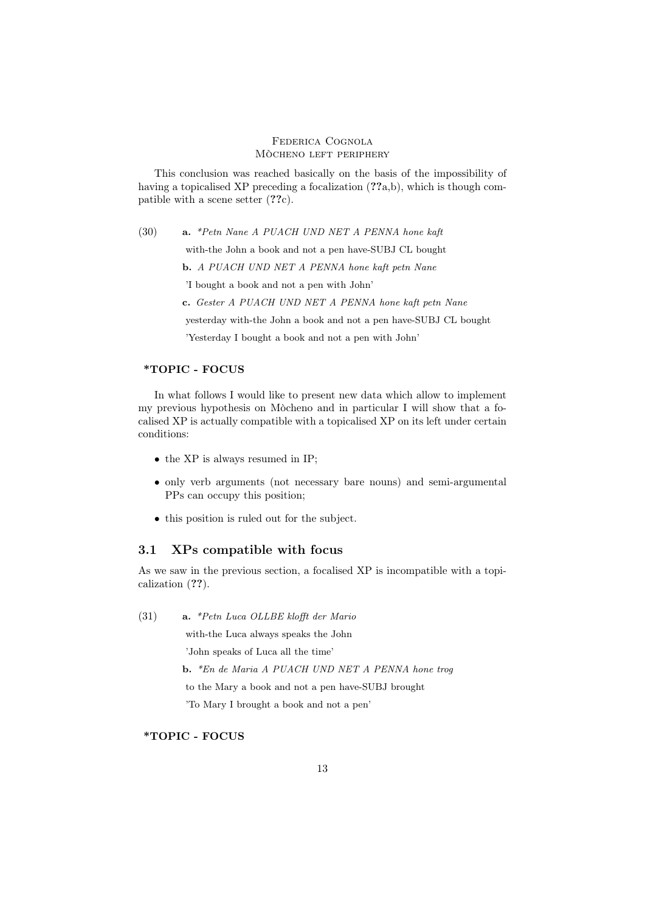This conclusion was reached basically on the basis of the impossibility of having a topicalised XP preceding a focalization (**??**a,b), which is though compatible with a scene setter (**??**c).

(30) **a.** *\*Petn Nane A PUACH UND NET A PENNA hone kaft*

with-the John a book and not a pen have-SUBJ CL bought

**b.** *A PUACH UND NET A PENNA hone kaft petn Nane*

'I bought a book and not a pen with John'

**c.** *Gester A PUACH UND NET A PENNA hone kaft petn Nane*

yesterday with-the John a book and not a pen have-SUBJ CL bought

'Yesterday I bought a book and not a pen with John'

**\*TOPIC - FOCUS**

In what follows I would like to present new data which allow to implement my previous hypothesis on Mòcheno and in particular I will show that a focalised XP is actually compatible with a topicalised XP on its left under certain conditions:

- the XP is always resumed in IP;
- only verb arguments (not necessary bare nouns) and semi-argumental PPs can occupy this position;
- this position is ruled out for the subject.

## 3.1 XPs compatible with focus

As we saw in the previous section, a focalised XP is incompatible with a topicalization (**??**).

(31) **a.** *\*Petn Luca OLLBE klofft der Mario*

with-the Luca always speaks the John

'John speaks of Luca all the time'

**b.** *\*En de Maria A PUACH UND NET A PENNA hone trog*

to the Mary a book and not a pen have-SUBJ brought

'To Mary I brought a book and not a pen'

**\*TOPIC - FOCUS**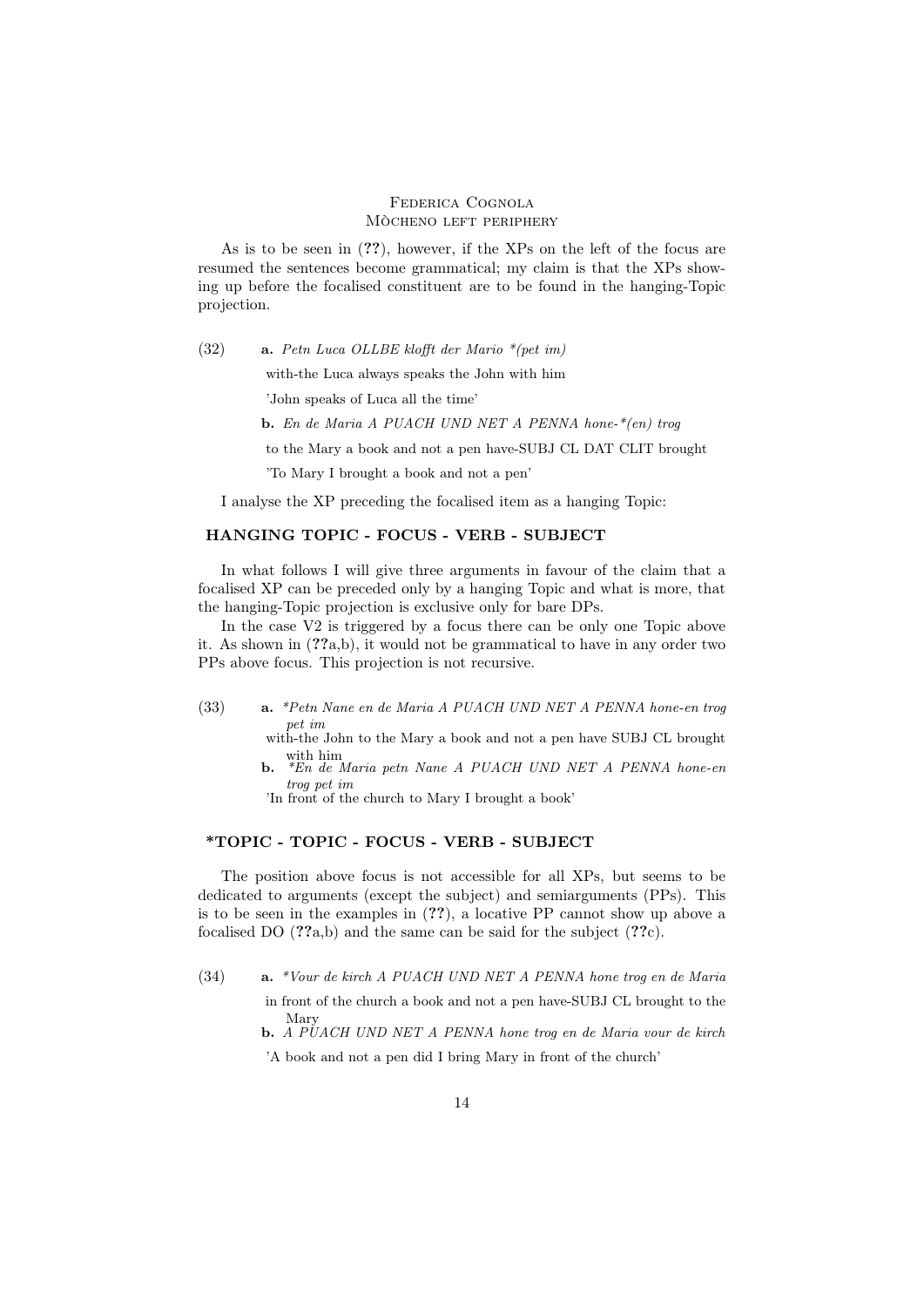As is to be seen in (**??**), however, if the XPs on the left of the focus are resumed the sentences become grammatical; my claim is that the XPs showing up before the focalised constituent are to be found in the hanging-Topic projection.

(32) **a.** *Petn Luca OLLBE klofft der Mario \*(pet im)*

with-the Luca always speaks the John with him

'John speaks of Luca all the time'

**b.** *En de Maria A PUACH UND NET A PENNA hone-\*(en) trog*

to the Mary a book and not a pen have-SUBJ CL DAT CLIT brought

'To Mary I brought a book and not a pen'

I analyse the XP preceding the focalised item as a hanging Topic:

**HANGING TOPIC - FOCUS - VERB - SUBJECT**

In what follows I will give three arguments in favour of the claim that a focalised XP can be preceded only by a hanging Topic and what is more, that the hanging-Topic projection is exclusive only for bare DPs.

In the case V2 is triggered by a focus there can be only one Topic above it. As shown in (**??**a,b), it would not be grammatical to have in any order two PPs above focus. This projection is not recursive.

(33) **a.** *\*Petn Nane en de Maria A PUACH UND NET A PENNA hone-en trog pet im*

with-the John to the Mary a book and not a pen have SUBJ CL brought with him

**b.** *\*En de Maria petn Nane A PUACH UND NET A PENNA hone-en trog pet im*

'In front of the church to Mary I brought a book'

**\*TOPIC - TOPIC - FOCUS - VERB - SUBJECT**

The position above focus is not accessible for all XPs, but seems to be dedicated to arguments (except the subject) and semiarguments (PPs). This is to be seen in the examples in (**??**), a locative PP cannot show up above a focalised DO (**??**a,b) and the same can be said for the subject (**??**c).

(34) **a.** *\*Vour de kirch A PUACH UND NET A PENNA hone trog en de Maria*

in front of the church a book and not a pen have-SUBJ CL brought to the Mary

**b.** *A PUACH UND NET A PENNA hone trog en de Maria vour de kirch*

'A book and not a pen did I bring Mary in front of the church'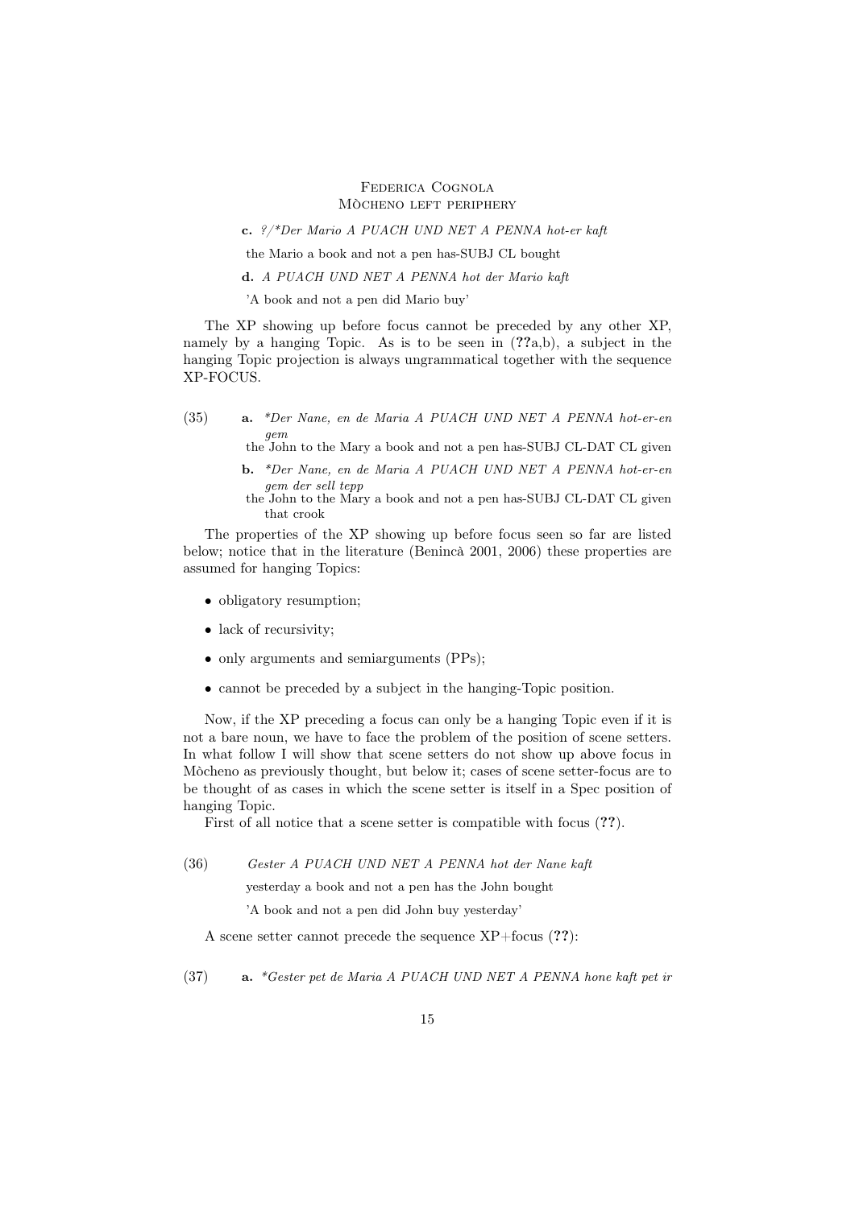**c.** *?/\*Der Mario A PUACH UND NET A PENNA hot-er kaft*

the Mario a book and not a pen has-SUBJ CL bought

**d.** *A PUACH UND NET A PENNA hot der Mario kaft*

'A book and not a pen did Mario buy'

The XP showing up before focus cannot be preceded by any other XP, namely by a hanging Topic. As is to be seen in (**??**a,b), a subject in the hanging Topic projection is always ungrammatical together with the sequence XP-FOCUS.

(35) **a.** *\*Der Nane, en de Maria A PUACH UND NET A PENNA hot-er-en gem*
the John to the Mary a book and not a pen has-SUBJ CL-DAT CL given

**b.** *\*Der Nane, en de Maria A PUACH UND NET A PENNA hot-er-en gem der sell tepp*
the John to the Mary a book and not a pen has-SUBJ CL-DAT CL given that crook

The properties of the XP showing up before focus seen so far are listed below; notice that in the literature (Benincà 2001, 2006) these properties are assumed for hanging Topics:

- obligatory resumption;
- lack of recursivity;
- only arguments and semiarguments (PPs);
- cannot be preceded by a subject in the hanging-Topic position.

Now, if the XP preceding a focus can only be a hanging Topic even if it is not a bare noun, we have to face the problem of the position of scene setters. In what follow I will show that scene setters do not show up above focus in Mòcheno as previously thought, but below it; cases of scene setter-focus are to be thought of as cases in which the scene setter is itself in a Spec position of hanging Topic.

First of all notice that a scene setter is compatible with focus (**??**).

(36) *Gester A PUACH UND NET A PENNA hot der Nane kaft*

yesterday a book and not a pen has the John bought

'A book and not a pen did John buy yesterday'

A scene setter cannot precede the sequence XP+focus (**??**):

(37) **a.** *\*Gester pet de Maria A PUACH UND NET A PENNA hone kaft pet ir*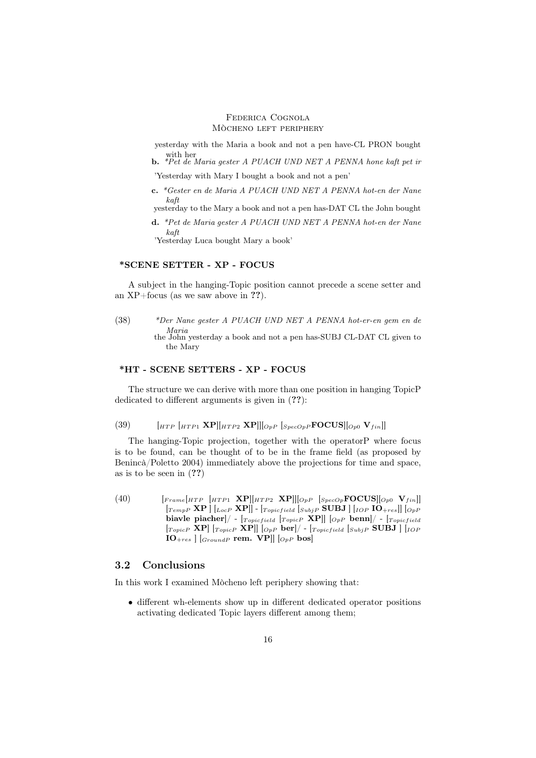yesterday with the Maria a book and not a pen have-CL PRON bought with her

**b.** *\*Pet de Maria gester A PUACH UND NET A PENNA hone kaft pet ir*

'Yesterday with Mary I bought a book and not a pen'

**c.** *\*Gester en de Maria A PUACH UND NET A PENNA hot-en der Nane kaft*

yesterday to the Mary a book and not a pen has-DAT CL the John bought

**d.** *\*Pet de Maria gester A PUACH UND NET A PENNA hot-en der Nane kaft*

'Yesterday Luca bought Mary a book'

**\*SCENE SETTER - XP - FOCUS**

A subject in the hanging-Topic position cannot precede a scene setter and an XP+focus (as we saw above in **??**).

(38) *\*Der Nane gester A PUACH UND NET A PENNA hot-er-en gem en de Maria*
the John yesterday a book and not a pen has-SUBJ CL-DAT CL given to the Mary

**\*HT - SCENE SETTERS - XP - FOCUS**

The structure we can derive with more than one position in hanging TopicP dedicated to different arguments is given in (**??**):

(39) $[_{HTP}\ [_{HTP1}\ \mathbf{XP}][_{HTP2}\ \mathbf{XP}]][_{OpP}\ [_{SpecOpP}\mathbf{FOCUS}][_{Op0}\ \mathbf{V}_{fin}]]$

The hanging-Topic projection, together with the operatorP where focus is to be found, can be thought of to be in the frame field (as proposed by Benincà/Poletto 2004) immediately above the projections for time and space, as is to be seen in (**??**)

(40) $[_{Frame}[_{HTP}\ [_{HTP1}\ \mathbf{XP}][_{HTP2}\ \mathbf{XP}]][_{OpP}\ [_{SpecOp}\mathbf{FOCUS}][_{Op0}\ \mathbf{V}_{fin}]]$ $[_{TempP}\ \mathbf{XP}\ ]\ [_{LocP}\ \mathbf{XP}]]$ - $[_{Topicfield}\ [_{SubjP}\ \mathbf{SUBJ}\ ]\ [_{IOP}\ \mathbf{IO}_{+res}]]\ [_{OpP}$ **biavle piacher**$]$/ - $[_{Topicfield}\ [_{TopicP}\ \mathbf{XP}]]\ [_{OpP}$ **benn**$]$/ - $[_{Topicfield}$ $[_{TopicP}\ \mathbf{XP}]\ [_{TopicP}\ \mathbf{XP}]]\ [_{OpP}$ **ber**$]$/ - $[_{Topicfield}\ [_{SubjP}\ \mathbf{SUBJ}\ ]\ [_{IOP}$ $\mathbf{IO}_{+res}\ ]\ [_{GroundP}$ **rem. VP**$]]\ [_{OpP}$ **bos**$]$

## 3.2 Conclusions

In this work I examined Mòcheno left periphery showing that:

- different wh-elements show up in different dedicated operator positions activating dedicated Topic layers different among them;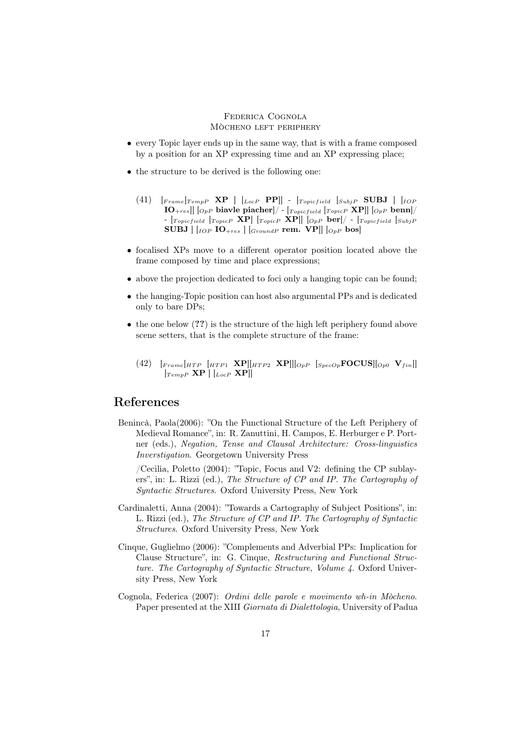- every Topic layer ends up in the same way, that is with a frame composed by a position for an XP expressing time and an XP expressing place;
- the structure to be derived is the following one:

(41) $[_{Frame}[_{TempP}$ **XP** $]$ $[_{LocP}$ **PP**$]]$ - $[_{Topicfield}$ $[_{SubjP}$ **SUBJ** $]$ $[_{IOP}$ **IO**$_{+res}]]$ $[_{OpP}$ **biavle piacher**$]$/ - $[_{Topicfield}$ $[_{TopicP}$ **XP**$]]$ $[_{OpP}$ **benn**$]$/ - $[_{Topicfield}$ $[_{TopicP}$ **XP**$]$ $[_{TopicP}$ **XP**$]]$ $[_{OpP}$ **ber**$]$/ - $[_{Topicfield}$ $[_{SubjP}$ **SUBJ** $]$ $[_{IOP}$ **IO**$_{+res}$ $]$ $[_{GroundP}$ **rem. VP**$]]$ $[_{OpP}$ **bos**$]$

- focalised XPs move to a different operator position located above the frame composed by time and place expressions;
- above the projection dedicated to foci only a hanging topic can be found;
- the hanging-Topic position can host also argumental PPs and is dedicated only to bare DPs;
- the one below (**??**) is the structure of the high left periphery found above scene setters, that is the complete structure of the frame:

(42) $[_{Frame}[_{HTP}$ $[_{HTP1}$ **XP**$][_{HTP2}$ **XP**$]][_{OpP}$ $[_{SpecOp}$**FOCUS**$][_{Op0}$ **V**$_{fin}]]$ $[_{TempP}$ **XP** $]$ $[_{LocP}$ **XP**$]]$

## References

Benincà, Paola(2006): "On the Functional Structure of the Left Periphery of Medieval Romance", in: R. Zanuttini, H. Campos, E. Herburger e P. Portner (eds.), *Negation, Tense and Clausal Architecture: Cross-linguistics Inverstigation*. Georgetown University Press

/Cecilia, Poletto (2004): "Topic, Focus and V2: defining the CP sublayers", in: L. Rizzi (ed.), *The Structure of CP and IP. The Cartography of Syntactic Structures*. Oxford University Press, New York

Cardinaletti, Anna (2004): "Towards a Cartography of Subject Positions", in: L. Rizzi (ed.), *The Structure of CP and IP. The Cartography of Syntactic Structures*. Oxford University Press, New York

Cinque, Guglielmo (2006): "Complements and Adverbial PPs: Implication for Clause Structure", in: G. Cinque, *Restructuring and Functional Structure. The Cartography of Syntactic Structure, Volume 4*. Oxford University Press, New York

Cognola, Federica (2007): *Ordini delle parole e movimento wh-in Mòcheno*. Paper presented at the XIII *Giornata di Dialettologia*, University of Padua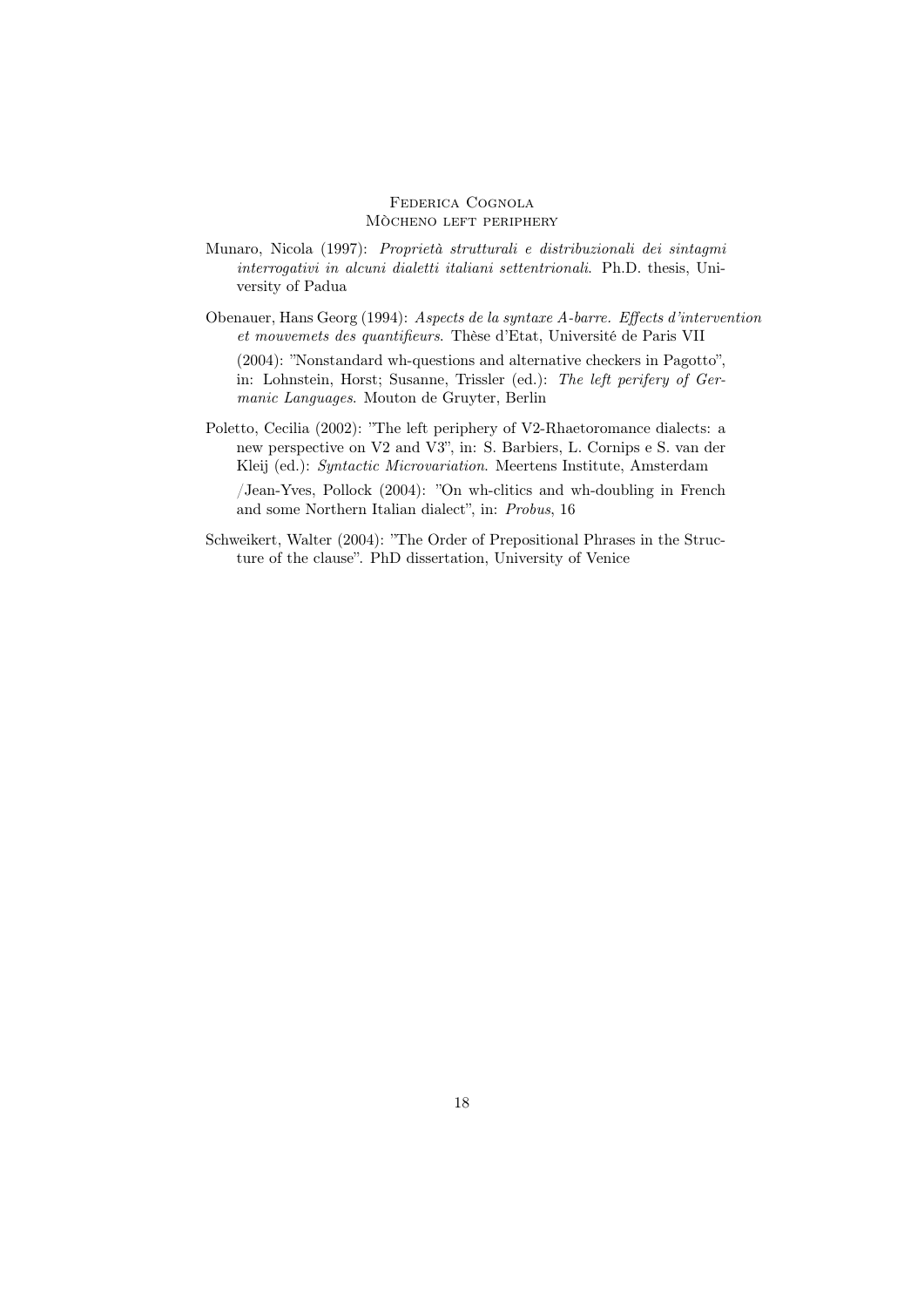Munaro, Nicola (1997): *Proprietà strutturali e distribuzionali dei sintagmi interrogativi in alcuni dialetti italiani settentrionali*. Ph.D. thesis, University of Padua

Obenauer, Hans Georg (1994): *Aspects de la syntaxe A-barre. Effects d'intervention et mouvemets des quantifieurs*. Thèse d'Etat, Université de Paris VII

(2004): "Nonstandard wh-questions and alternative checkers in Pagotto", in: Lohnstein, Horst; Susanne, Trissler (ed.): *The left perifery of Germanic Languages*. Mouton de Gruyter, Berlin

Poletto, Cecilia (2002): "The left periphery of V2-Rhaetoromance dialects: a new perspective on V2 and V3", in: S. Barbiers, L. Cornips e S. van der Kleij (ed.): *Syntactic Microvariation*. Meertens Institute, Amsterdam

/Jean-Yves, Pollock (2004): "On wh-clitics and wh-doubling in French and some Northern Italian dialect", in: *Probus*, 16

Schweikert, Walter (2004): "The Order of Prepositional Phrases in the Structure of the clause". PhD dissertation, University of Venice